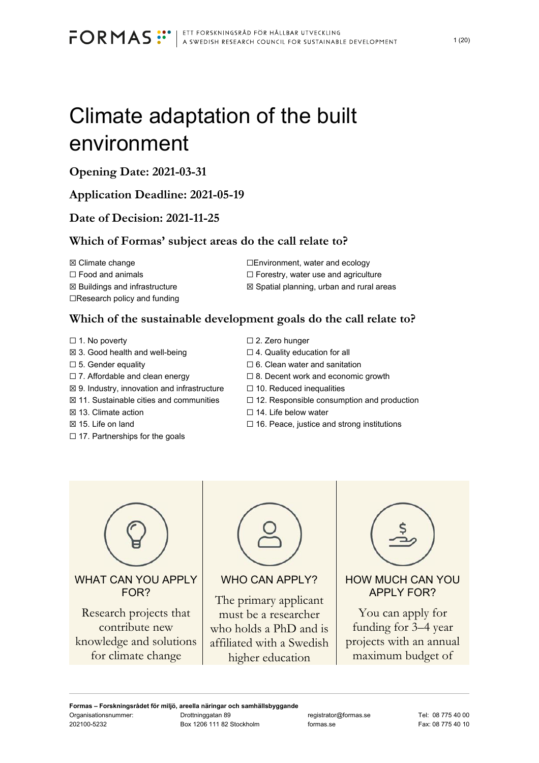# Climate adaptation of the built environment

## Opening Date: 2021-03-31

## Application Deadline: 2021-05-19

## Date of Decision: 2021-11-25

### Which of Formas' subject areas do the call relate to?

☒ Climate change
☐ Food and animals
☒ Buildings and infrastructure
☐Research policy and funding
☐Environment, water and ecology
☐ Forestry, water use and agriculture
☒ Spatial planning, urban and rural areas

### Which of the sustainable development goals do the call relate to?

☐ 1. No poverty
☒ 3. Good health and well-being
☐ 5. Gender equality
☐ 7. Affordable and clean energy
☒ 9. Industry, innovation and infrastructure
☒ 11. Sustainable cities and communities
☒ 13. Climate action
☒ 15. Life on land
☐ 17. Partnerships for the goals
☐ 2. Zero hunger
☐ 4. Quality education for all
☐ 6. Clean water and sanitation
☐ 8. Decent work and economic growth
☐ 10. Reduced inequalities
☐ 12. Responsible consumption and production
☐ 14. Life below water
☐ 16. Peace, justice and strong institutions

WHAT CAN YOU APPLY FOR?

Research projects that contribute new knowledge and solutions for climate change

WHO CAN APPLY?

The primary applicant must be a researcher who holds a PhD and is affiliated with a Swedish higher education

HOW MUCH CAN YOU APPLY FOR?

You can apply for funding for 3–4 year projects with an annual maximum budget of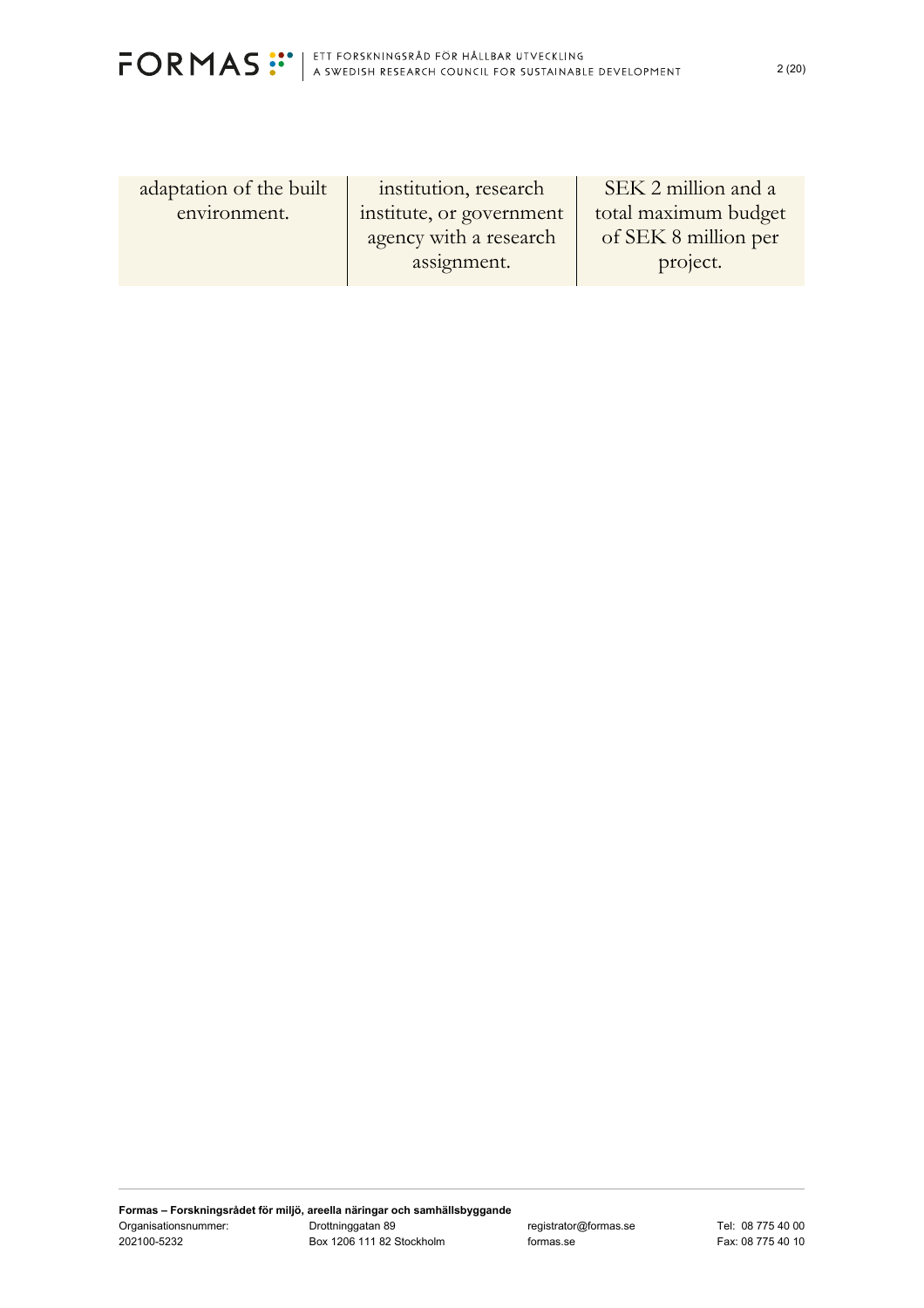| adaptation of the built environment. | institution, research institute, or government agency with a research assignment. | SEK 2 million and a total maximum budget of SEK 8 million per project. |
| --- | --- | --- |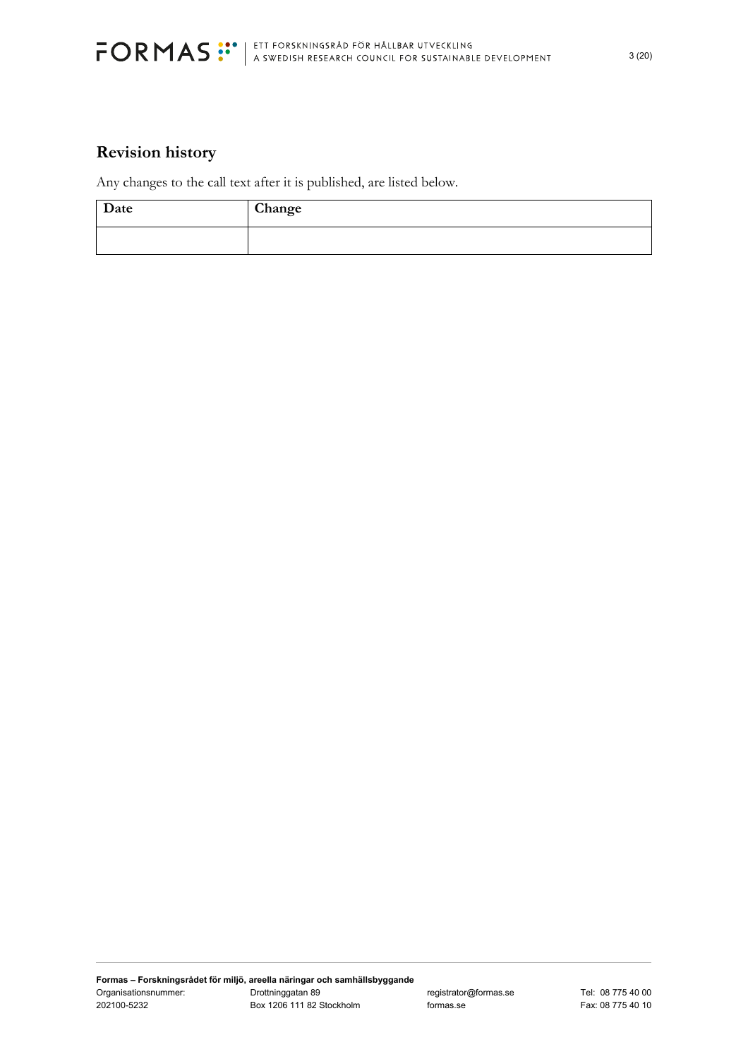## Revision history

Any changes to the call text after it is published, are listed below.

| Date | Change |
|---|---|
| | |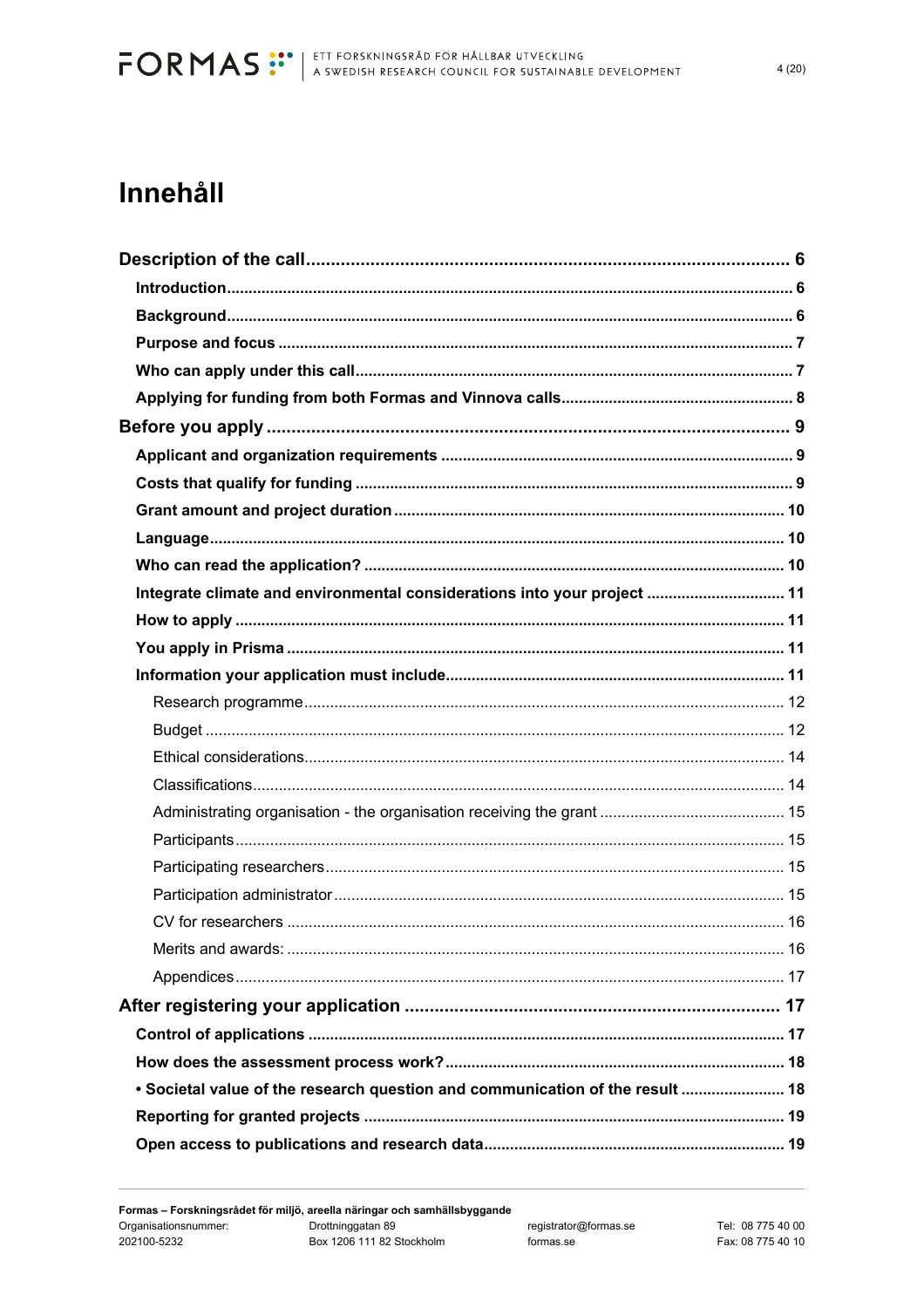# Innehåll

**Description of the call** ..... 6

**Introduction** ..... 6

**Background** ..... 6

**Purpose and focus** ..... 7

**Who can apply under this call** ..... 7

**Applying for funding from both Formas and Vinnova calls** ..... 8

**Before you apply** ..... 9

**Applicant and organization requirements** ..... 9

**Costs that qualify for funding** ..... 9

**Grant amount and project duration** ..... 10

**Language** ..... 10

**Who can read the application?** ..... 10

**Integrate climate and environmental considerations into your project** ..... 11

**How to apply** ..... 11

**You apply in Prisma** ..... 11

**Information your application must include** ..... 11

Research programme ..... 12

Budget ..... 12

Ethical considerations ..... 14

Classifications ..... 14

Administrating organisation - the organisation receiving the grant ..... 15

Participants ..... 15

Participating researchers ..... 15

Participation administrator ..... 15

CV for researchers ..... 16

Merits and awards: ..... 16

Appendices ..... 17

**After registering your application** ..... 17

**Control of applications** ..... 17

**How does the assessment process work?** ..... 18

**• Societal value of the research question and communication of the result** ..... 18

**Reporting for granted projects** ..... 19

**Open access to publications and research data** ..... 19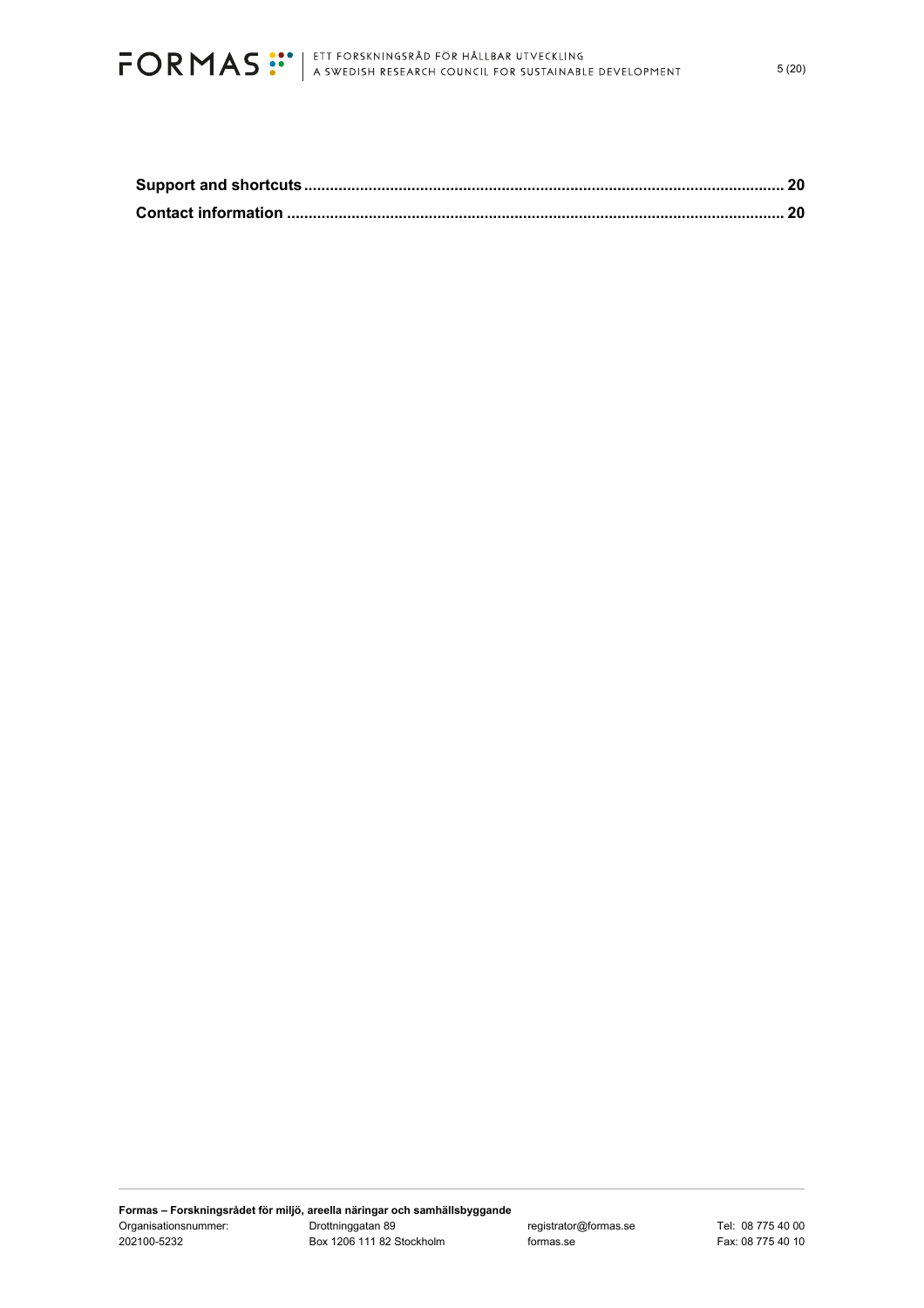**Support and shortcuts** ........................................................................................................ **20**

**Contact information** ............................................................................................................. **20**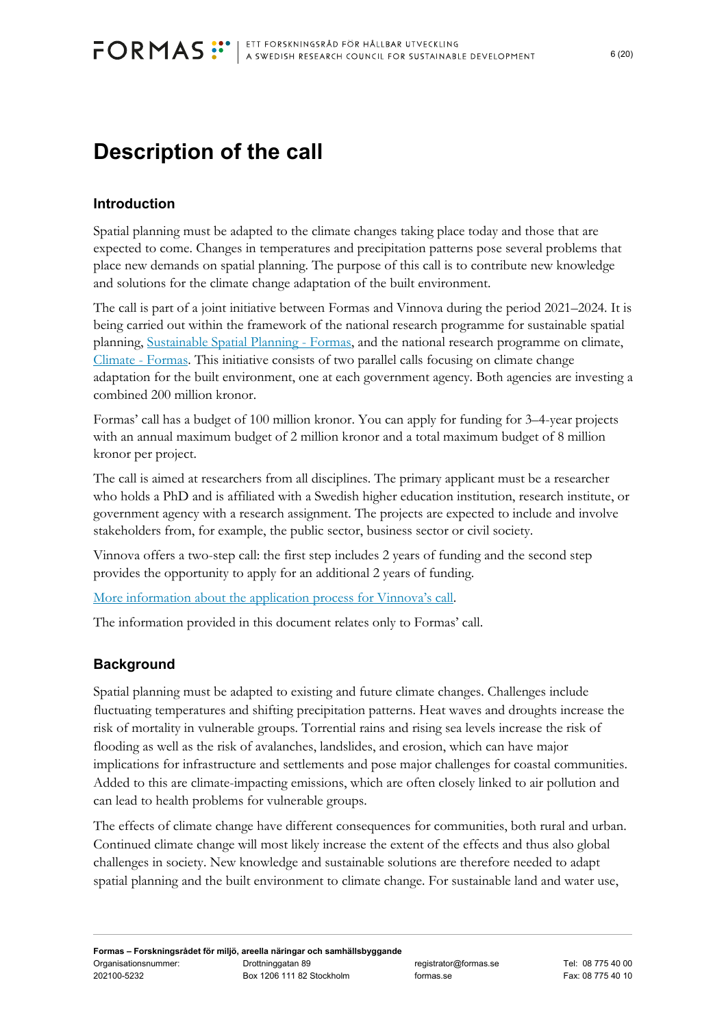# Description of the call

## Introduction

Spatial planning must be adapted to the climate changes taking place today and those that are expected to come. Changes in temperatures and precipitation patterns pose several problems that place new demands on spatial planning. The purpose of this call is to contribute new knowledge and solutions for the climate change adaptation of the built environment.

The call is part of a joint initiative between Formas and Vinnova during the period 2021–2024. It is being carried out within the framework of the national research programme for sustainable spatial planning, [Sustainable Spatial Planning - Formas](), and the national research programme on climate, [Climate - Formas](). This initiative consists of two parallel calls focusing on climate change adaptation for the built environment, one at each government agency. Both agencies are investing a combined 200 million kronor.

Formas' call has a budget of 100 million kronor. You can apply for funding for 3–4-year projects with an annual maximum budget of 2 million kronor and a total maximum budget of 8 million kronor per project.

The call is aimed at researchers from all disciplines. The primary applicant must be a researcher who holds a PhD and is affiliated with a Swedish higher education institution, research institute, or government agency with a research assignment. The projects are expected to include and involve stakeholders from, for example, the public sector, business sector or civil society.

Vinnova offers a two-step call: the first step includes 2 years of funding and the second step provides the opportunity to apply for an additional 2 years of funding.

[More information about the application process for Vinnova's call]().

The information provided in this document relates only to Formas' call.

## Background

Spatial planning must be adapted to existing and future climate changes. Challenges include fluctuating temperatures and shifting precipitation patterns. Heat waves and droughts increase the risk of mortality in vulnerable groups. Torrential rains and rising sea levels increase the risk of flooding as well as the risk of avalanches, landslides, and erosion, which can have major implications for infrastructure and settlements and pose major challenges for coastal communities. Added to this are climate-impacting emissions, which are often closely linked to air pollution and can lead to health problems for vulnerable groups.

The effects of climate change have different consequences for communities, both rural and urban. Continued climate change will most likely increase the extent of the effects and thus also global challenges in society. New knowledge and sustainable solutions are therefore needed to adapt spatial planning and the built environment to climate change. For sustainable land and water use,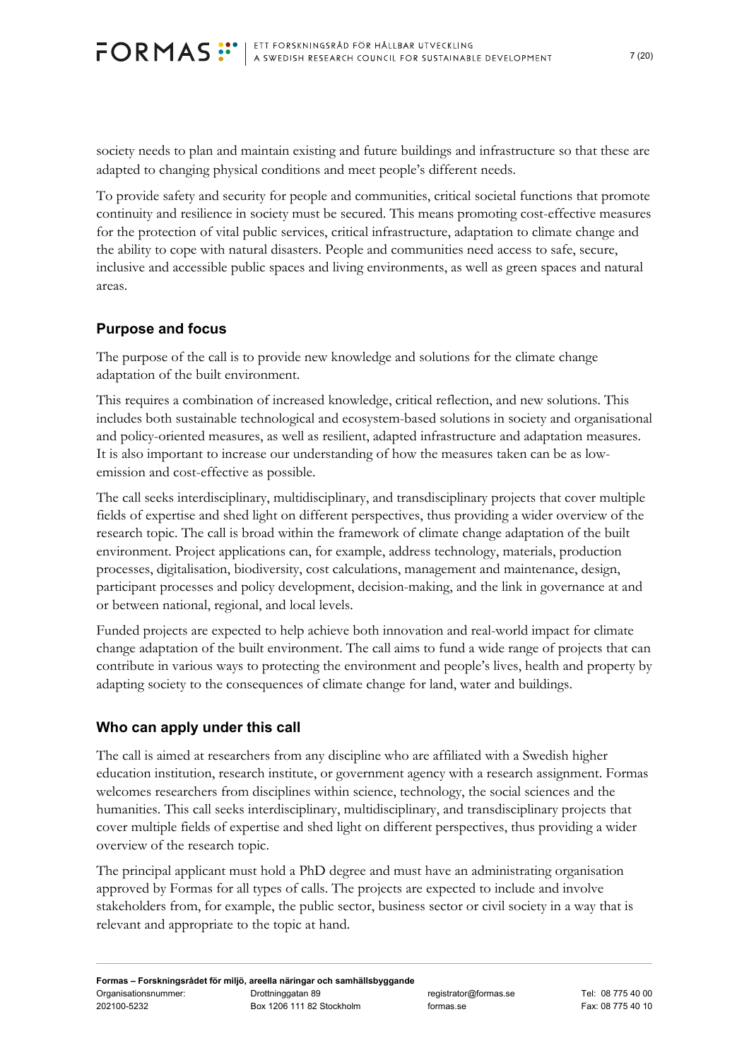society needs to plan and maintain existing and future buildings and infrastructure so that these are adapted to changing physical conditions and meet people's different needs.

To provide safety and security for people and communities, critical societal functions that promote continuity and resilience in society must be secured. This means promoting cost-effective measures for the protection of vital public services, critical infrastructure, adaptation to climate change and the ability to cope with natural disasters. People and communities need access to safe, secure, inclusive and accessible public spaces and living environments, as well as green spaces and natural areas.

## Purpose and focus

The purpose of the call is to provide new knowledge and solutions for the climate change adaptation of the built environment.

This requires a combination of increased knowledge, critical reflection, and new solutions. This includes both sustainable technological and ecosystem-based solutions in society and organisational and policy-oriented measures, as well as resilient, adapted infrastructure and adaptation measures. It is also important to increase our understanding of how the measures taken can be as low-emission and cost-effective as possible.

The call seeks interdisciplinary, multidisciplinary, and transdisciplinary projects that cover multiple fields of expertise and shed light on different perspectives, thus providing a wider overview of the research topic. The call is broad within the framework of climate change adaptation of the built environment. Project applications can, for example, address technology, materials, production processes, digitalisation, biodiversity, cost calculations, management and maintenance, design, participant processes and policy development, decision-making, and the link in governance at and or between national, regional, and local levels.

Funded projects are expected to help achieve both innovation and real-world impact for climate change adaptation of the built environment. The call aims to fund a wide range of projects that can contribute in various ways to protecting the environment and people's lives, health and property by adapting society to the consequences of climate change for land, water and buildings.

## Who can apply under this call

The call is aimed at researchers from any discipline who are affiliated with a Swedish higher education institution, research institute, or government agency with a research assignment. Formas welcomes researchers from disciplines within science, technology, the social sciences and the humanities. This call seeks interdisciplinary, multidisciplinary, and transdisciplinary projects that cover multiple fields of expertise and shed light on different perspectives, thus providing a wider overview of the research topic.

The principal applicant must hold a PhD degree and must have an administrating organisation approved by Formas for all types of calls. The projects are expected to include and involve stakeholders from, for example, the public sector, business sector or civil society in a way that is relevant and appropriate to the topic at hand.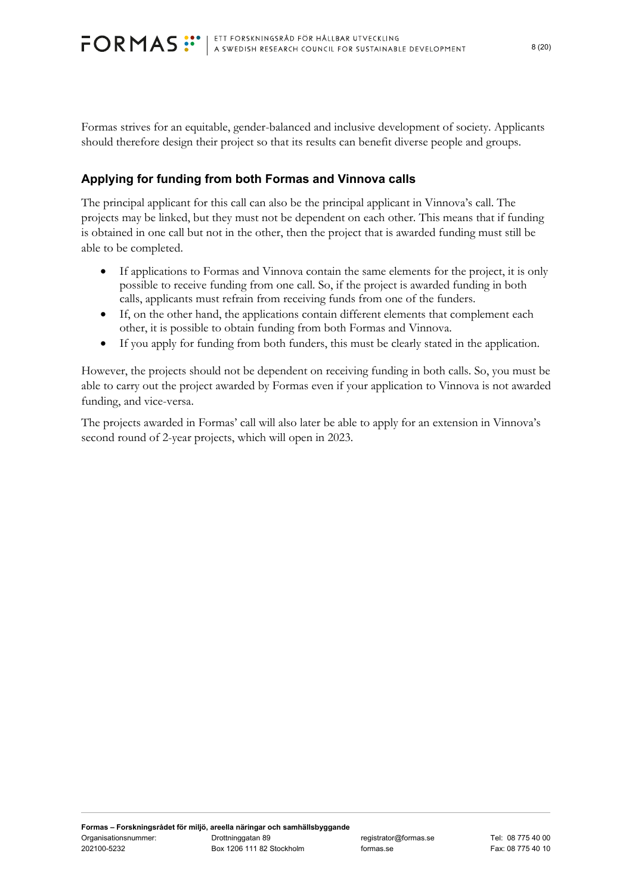Formas strives for an equitable, gender-balanced and inclusive development of society. Applicants should therefore design their project so that its results can benefit diverse people and groups.

## Applying for funding from both Formas and Vinnova calls

The principal applicant for this call can also be the principal applicant in Vinnova's call. The projects may be linked, but they must not be dependent on each other. This means that if funding is obtained in one call but not in the other, then the project that is awarded funding must still be able to be completed.

- If applications to Formas and Vinnova contain the same elements for the project, it is only possible to receive funding from one call. So, if the project is awarded funding in both calls, applicants must refrain from receiving funds from one of the funders.
- If, on the other hand, the applications contain different elements that complement each other, it is possible to obtain funding from both Formas and Vinnova.
- If you apply for funding from both funders, this must be clearly stated in the application.

However, the projects should not be dependent on receiving funding in both calls. So, you must be able to carry out the project awarded by Formas even if your application to Vinnova is not awarded funding, and vice-versa.

The projects awarded in Formas' call will also later be able to apply for an extension in Vinnova's second round of 2-year projects, which will open in 2023.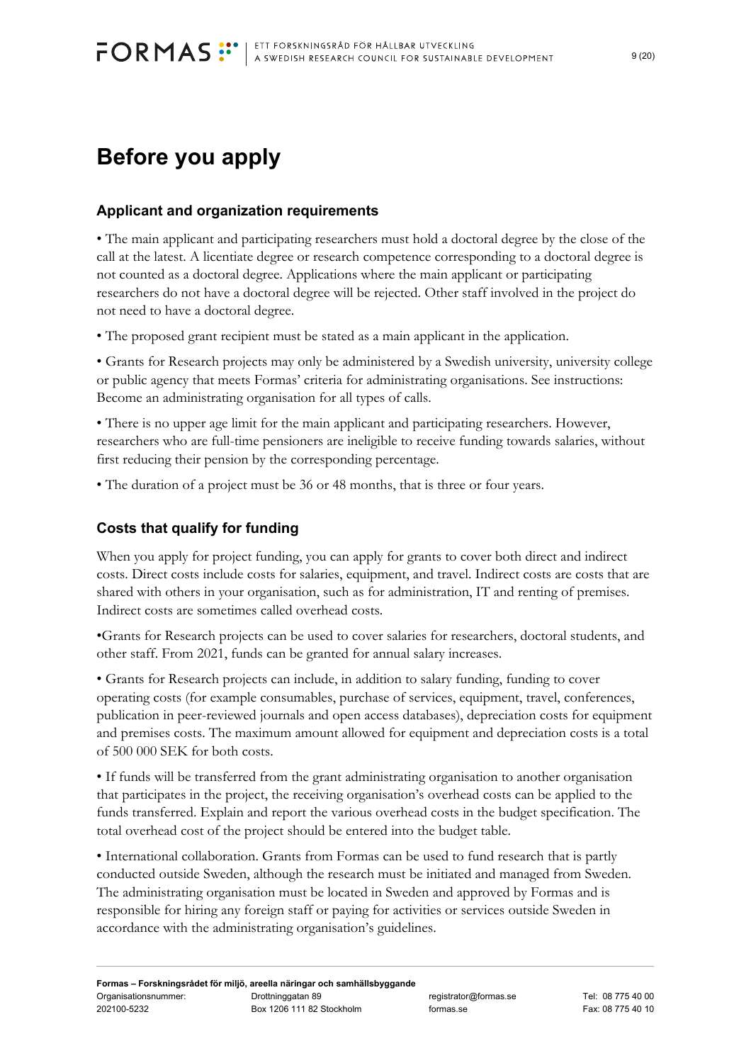# Before you apply

## Applicant and organization requirements

• The main applicant and participating researchers must hold a doctoral degree by the close of the call at the latest. A licentiate degree or research competence corresponding to a doctoral degree is not counted as a doctoral degree. Applications where the main applicant or participating researchers do not have a doctoral degree will be rejected. Other staff involved in the project do not need to have a doctoral degree.

• The proposed grant recipient must be stated as a main applicant in the application.

• Grants for Research projects may only be administered by a Swedish university, university college or public agency that meets Formas' criteria for administrating organisations. See instructions: Become an administrating organisation for all types of calls.

• There is no upper age limit for the main applicant and participating researchers. However, researchers who are full-time pensioners are ineligible to receive funding towards salaries, without first reducing their pension by the corresponding percentage.

• The duration of a project must be 36 or 48 months, that is three or four years.

## Costs that qualify for funding

When you apply for project funding, you can apply for grants to cover both direct and indirect costs. Direct costs include costs for salaries, equipment, and travel. Indirect costs are costs that are shared with others in your organisation, such as for administration, IT and renting of premises. Indirect costs are sometimes called overhead costs.

•Grants for Research projects can be used to cover salaries for researchers, doctoral students, and other staff. From 2021, funds can be granted for annual salary increases.

• Grants for Research projects can include, in addition to salary funding, funding to cover operating costs (for example consumables, purchase of services, equipment, travel, conferences, publication in peer-reviewed journals and open access databases), depreciation costs for equipment and premises costs. The maximum amount allowed for equipment and depreciation costs is a total of 500 000 SEK for both costs.

• If funds will be transferred from the grant administrating organisation to another organisation that participates in the project, the receiving organisation's overhead costs can be applied to the funds transferred. Explain and report the various overhead costs in the budget specification. The total overhead cost of the project should be entered into the budget table.

• International collaboration. Grants from Formas can be used to fund research that is partly conducted outside Sweden, although the research must be initiated and managed from Sweden. The administrating organisation must be located in Sweden and approved by Formas and is responsible for hiring any foreign staff or paying for activities or services outside Sweden in accordance with the administrating organisation's guidelines.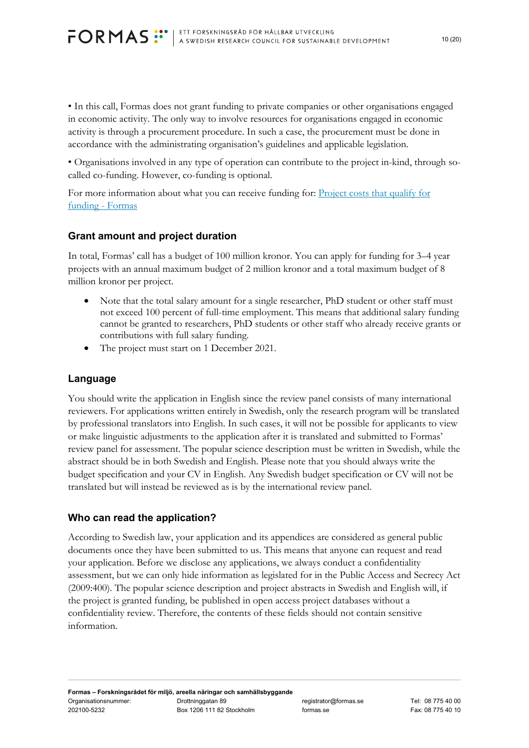• In this call, Formas does not grant funding to private companies or other organisations engaged in economic activity. The only way to involve resources for organisations engaged in economic activity is through a procurement procedure. In such a case, the procurement must be done in accordance with the administrating organisation's guidelines and applicable legislation.

• Organisations involved in any type of operation can contribute to the project in-kind, through so-called co-funding. However, co-funding is optional.

For more information about what you can receive funding for: [Project costs that qualify for funding - Formas]

## Grant amount and project duration

In total, Formas' call has a budget of 100 million kronor. You can apply for funding for 3–4 year projects with an annual maximum budget of 2 million kronor and a total maximum budget of 8 million kronor per project.

- Note that the total salary amount for a single researcher, PhD student or other staff must not exceed 100 percent of full-time employment. This means that additional salary funding cannot be granted to researchers, PhD students or other staff who already receive grants or contributions with full salary funding.
- The project must start on 1 December 2021.

## Language

You should write the application in English since the review panel consists of many international reviewers. For applications written entirely in Swedish, only the research program will be translated by professional translators into English. In such cases, it will not be possible for applicants to view or make linguistic adjustments to the application after it is translated and submitted to Formas' review panel for assessment. The popular science description must be written in Swedish, while the abstract should be in both Swedish and English. Please note that you should always write the budget specification and your CV in English. Any Swedish budget specification or CV will not be translated but will instead be reviewed as is by the international review panel.

## Who can read the application?

According to Swedish law, your application and its appendices are considered as general public documents once they have been submitted to us. This means that anyone can request and read your application. Before we disclose any applications, we always conduct a confidentiality assessment, but we can only hide information as legislated for in the Public Access and Secrecy Act (2009:400). The popular science description and project abstracts in Swedish and English will, if the project is granted funding, be published in open access project databases without a confidentiality review. Therefore, the contents of these fields should not contain sensitive information.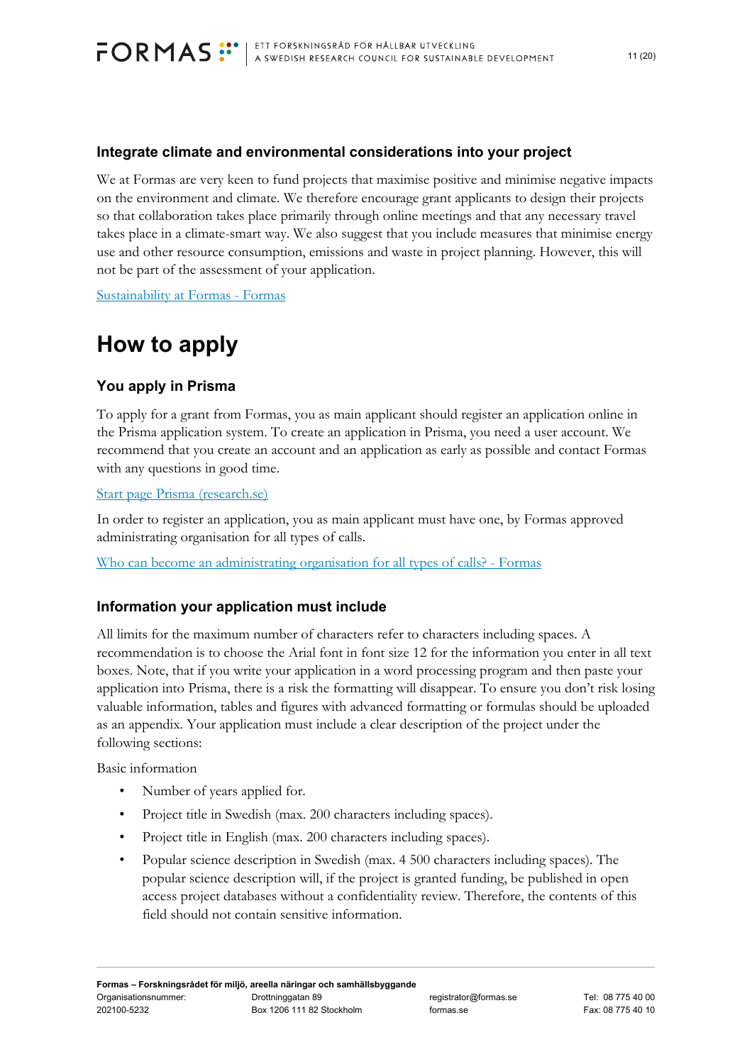### Integrate climate and environmental considerations into your project

We at Formas are very keen to fund projects that maximise positive and minimise negative impacts on the environment and climate. We therefore encourage grant applicants to design their projects so that collaboration takes place primarily through online meetings and that any necessary travel takes place in a climate-smart way. We also suggest that you include measures that minimise energy use and other resource consumption, emissions and waste in project planning. However, this will not be part of the assessment of your application.

Sustainability at Formas - Formas

## How to apply

### You apply in Prisma

To apply for a grant from Formas, you as main applicant should register an application online in the Prisma application system. To create an application in Prisma, you need a user account. We recommend that you create an account and an application as early as possible and contact Formas with any questions in good time.

Start page Prisma (research.se)

In order to register an application, you as main applicant must have one, by Formas approved administrating organisation for all types of calls.

Who can become an administrating organisation for all types of calls? - Formas

### Information your application must include

All limits for the maximum number of characters refer to characters including spaces. A recommendation is to choose the Arial font in font size 12 for the information you enter in all text boxes. Note, that if you write your application in a word processing program and then paste your application into Prisma, there is a risk the formatting will disappear. To ensure you don't risk losing valuable information, tables and figures with advanced formatting or formulas should be uploaded as an appendix. Your application must include a clear description of the project under the following sections:

Basic information

- Number of years applied for.
- Project title in Swedish (max. 200 characters including spaces).
- Project title in English (max. 200 characters including spaces).
- Popular science description in Swedish (max. 4 500 characters including spaces). The popular science description will, if the project is granted funding, be published in open access project databases without a confidentiality review. Therefore, the contents of this field should not contain sensitive information.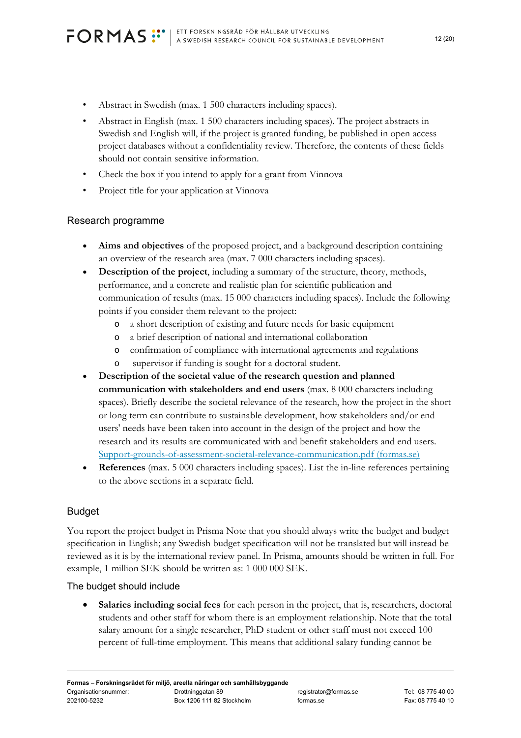- Abstract in Swedish (max. 1 500 characters including spaces).
- Abstract in English (max. 1 500 characters including spaces). The project abstracts in Swedish and English will, if the project is granted funding, be published in open access project databases without a confidentiality review. Therefore, the contents of these fields should not contain sensitive information.
- Check the box if you intend to apply for a grant from Vinnova
- Project title for your application at Vinnova

## Research programme

- **Aims and objectives** of the proposed project, and a background description containing an overview of the research area (max. 7 000 characters including spaces).
- **Description of the project**, including a summary of the structure, theory, methods, performance, and a concrete and realistic plan for scientific publication and communication of results (max. 15 000 characters including spaces). Include the following points if you consider them relevant to the project:
  - a short description of existing and future needs for basic equipment
  - a brief description of national and international collaboration
  - confirmation of compliance with international agreements and regulations
  - supervisor if funding is sought for a doctoral student.
- **Description of the societal value of the research question and planned communication with stakeholders and end users** (max. 8 000 characters including spaces). Briefly describe the societal relevance of the research, how the project in the short or long term can contribute to sustainable development, how stakeholders and/or end users' needs have been taken into account in the design of the project and how the research and its results are communicated with and benefit stakeholders and end users. Support-grounds-of-assessment-societal-relevance-communication.pdf (formas.se)
- **References** (max. 5 000 characters including spaces). List the in-line references pertaining to the above sections in a separate field.

## Budget

You report the project budget in Prisma Note that you should always write the budget and budget specification in English; any Swedish budget specification will not be translated but will instead be reviewed as it is by the international review panel. In Prisma, amounts should be written in full. For example, 1 million SEK should be written as: 1 000 000 SEK.

### The budget should include

- **Salaries including social fees** for each person in the project, that is, researchers, doctoral students and other staff for whom there is an employment relationship. Note that the total salary amount for a single researcher, PhD student or other staff must not exceed 100 percent of full-time employment. This means that additional salary funding cannot be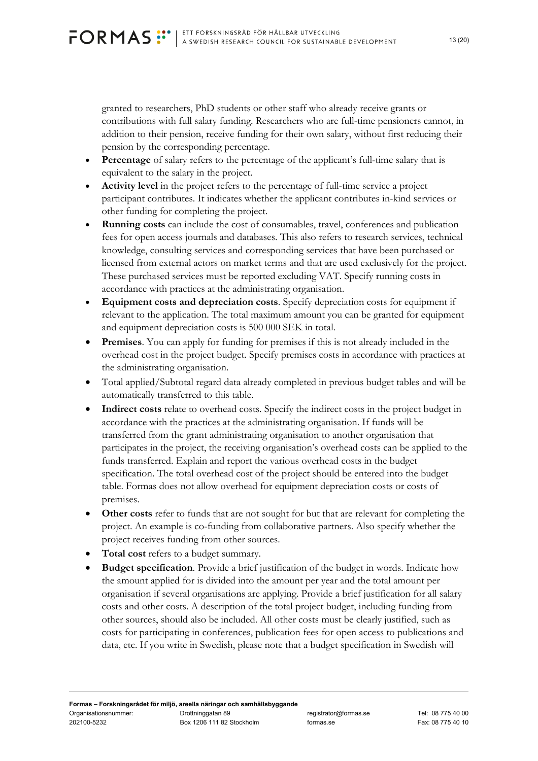granted to researchers, PhD students or other staff who already receive grants or contributions with full salary funding. Researchers who are full-time pensioners cannot, in addition to their pension, receive funding for their own salary, without first reducing their pension by the corresponding percentage.

- **Percentage** of salary refers to the percentage of the applicant's full-time salary that is equivalent to the salary in the project.
- **Activity level** in the project refers to the percentage of full-time service a project participant contributes. It indicates whether the applicant contributes in-kind services or other funding for completing the project.
- **Running costs** can include the cost of consumables, travel, conferences and publication fees for open access journals and databases. This also refers to research services, technical knowledge, consulting services and corresponding services that have been purchased or licensed from external actors on market terms and that are used exclusively for the project. These purchased services must be reported excluding VAT. Specify running costs in accordance with practices at the administrating organisation.
- **Equipment costs and depreciation costs**. Specify depreciation costs for equipment if relevant to the application. The total maximum amount you can be granted for equipment and equipment depreciation costs is 500 000 SEK in total.
- **Premises**. You can apply for funding for premises if this is not already included in the overhead cost in the project budget. Specify premises costs in accordance with practices at the administrating organisation.
- Total applied/Subtotal regard data already completed in previous budget tables and will be automatically transferred to this table.
- **Indirect costs** relate to overhead costs. Specify the indirect costs in the project budget in accordance with the practices at the administrating organisation. If funds will be transferred from the grant administrating organisation to another organisation that participates in the project, the receiving organisation's overhead costs can be applied to the funds transferred. Explain and report the various overhead costs in the budget specification. The total overhead cost of the project should be entered into the budget table. Formas does not allow overhead for equipment depreciation costs or costs of premises.
- **Other costs** refer to funds that are not sought for but that are relevant for completing the project. An example is co-funding from collaborative partners. Also specify whether the project receives funding from other sources.
- **Total cost** refers to a budget summary.
- **Budget specification**. Provide a brief justification of the budget in words. Indicate how the amount applied for is divided into the amount per year and the total amount per organisation if several organisations are applying. Provide a brief justification for all salary costs and other costs. A description of the total project budget, including funding from other sources, should also be included. All other costs must be clearly justified, such as costs for participating in conferences, publication fees for open access to publications and data, etc. If you write in Swedish, please note that a budget specification in Swedish will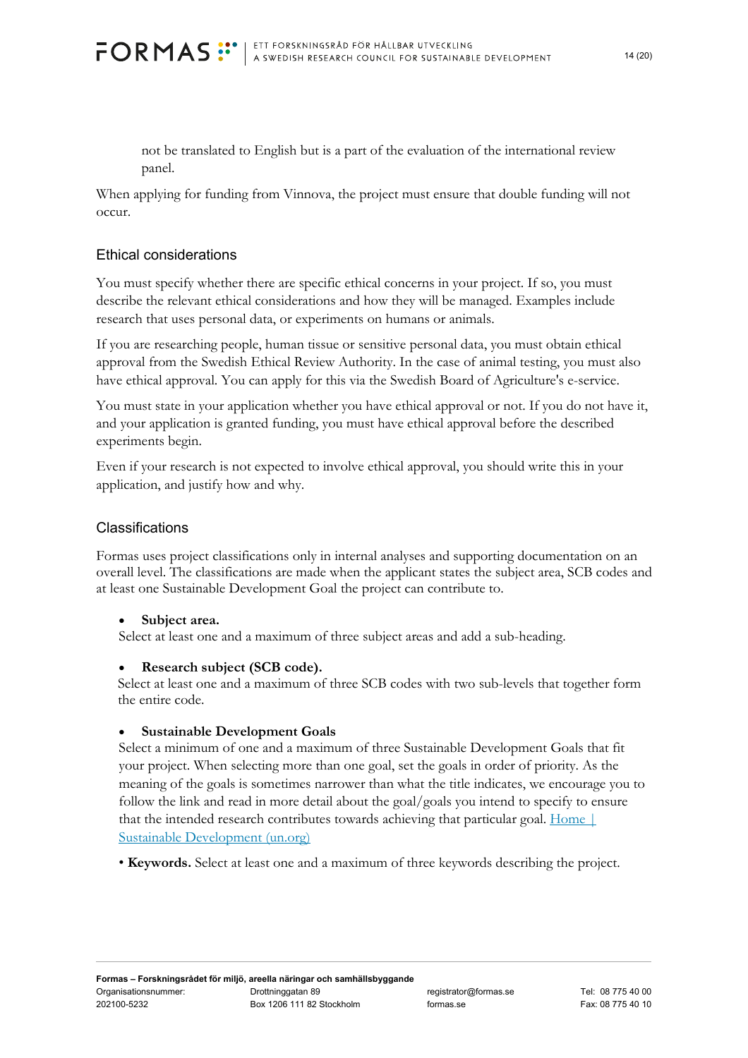not be translated to English but is a part of the evaluation of the international review panel.

When applying for funding from Vinnova, the project must ensure that double funding will not occur.

## Ethical considerations

You must specify whether there are specific ethical concerns in your project. If so, you must describe the relevant ethical considerations and how they will be managed. Examples include research that uses personal data, or experiments on humans or animals.

If you are researching people, human tissue or sensitive personal data, you must obtain ethical approval from the Swedish Ethical Review Authority. In the case of animal testing, you must also have ethical approval. You can apply for this via the Swedish Board of Agriculture's e-service.

You must state in your application whether you have ethical approval or not. If you do not have it, and your application is granted funding, you must have ethical approval before the described experiments begin.

Even if your research is not expected to involve ethical approval, you should write this in your application, and justify how and why.

## Classifications

Formas uses project classifications only in internal analyses and supporting documentation on an overall level. The classifications are made when the applicant states the subject area, SCB codes and at least one Sustainable Development Goal the project can contribute to.

- **Subject area.**
  Select at least one and a maximum of three subject areas and add a sub-heading.

- **Research subject (SCB code).**
  Select at least one and a maximum of three SCB codes with two sub-levels that together form the entire code.

- **Sustainable Development Goals**
  Select a minimum of one and a maximum of three Sustainable Development Goals that fit your project. When selecting more than one goal, set the goals in order of priority. As the meaning of the goals is sometimes narrower than what the title indicates, we encourage you to follow the link and read in more detail about the goal/goals you intend to specify to ensure that the intended research contributes towards achieving that particular goal. Home | Sustainable Development (un.org)

- **Keywords.** Select at least one and a maximum of three keywords describing the project.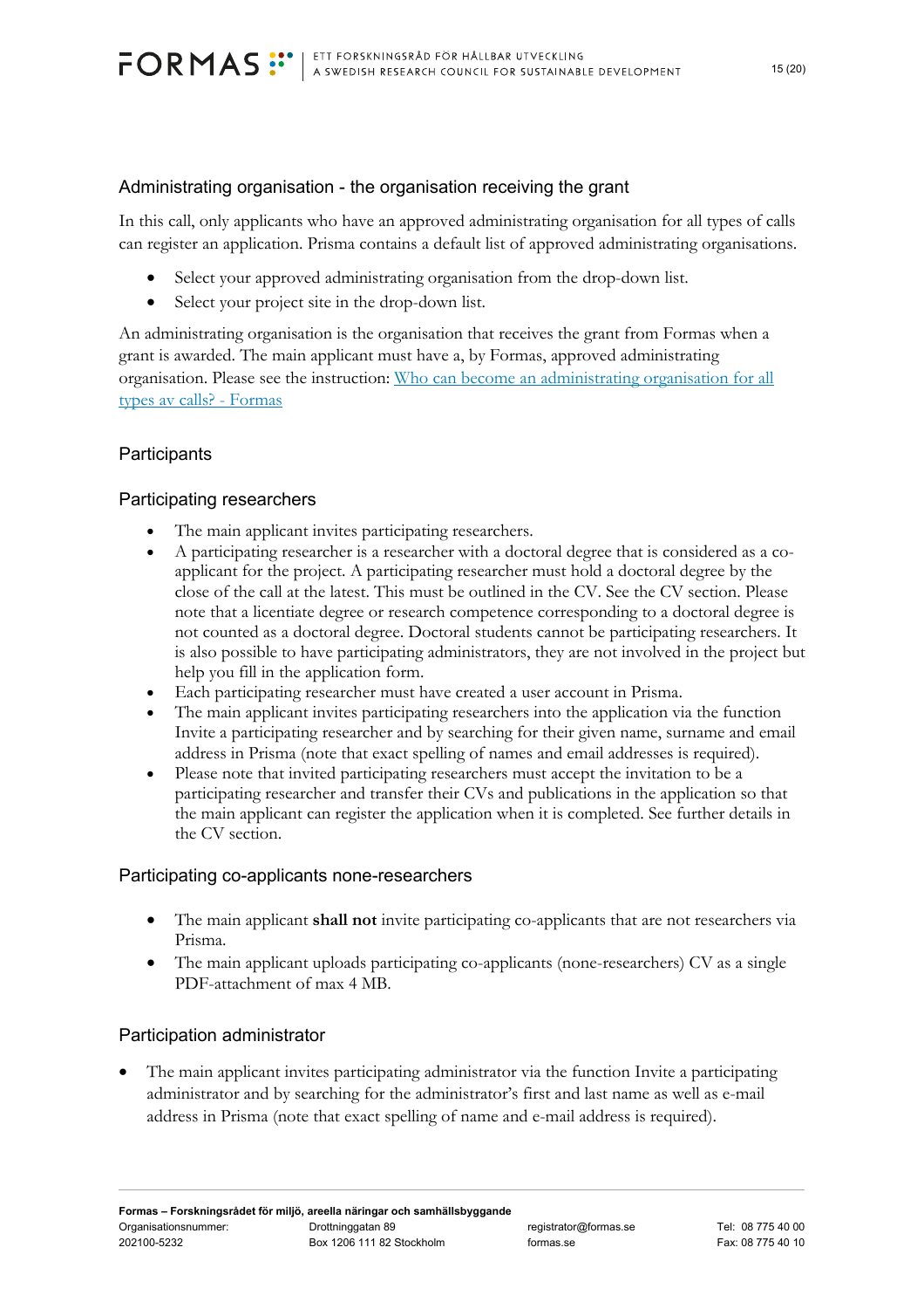## Administrating organisation - the organisation receiving the grant

In this call, only applicants who have an approved administrating organisation for all types of calls can register an application. Prisma contains a default list of approved administrating organisations.

- Select your approved administrating organisation from the drop-down list.
- Select your project site in the drop-down list.

An administrating organisation is the organisation that receives the grant from Formas when a grant is awarded. The main applicant must have a, by Formas, approved administrating organisation. Please see the instruction: [Who can become an administrating organisation for all types av calls? - Formas]()

## Participants

### Participating researchers

- The main applicant invites participating researchers.
- A participating researcher is a researcher with a doctoral degree that is considered as a co-applicant for the project. A participating researcher must hold a doctoral degree by the close of the call at the latest. This must be outlined in the CV. See the CV section. Please note that a licentiate degree or research competence corresponding to a doctoral degree is not counted as a doctoral degree. Doctoral students cannot be participating researchers. It is also possible to have participating administrators, they are not involved in the project but help you fill in the application form.
- Each participating researcher must have created a user account in Prisma.
- The main applicant invites participating researchers into the application via the function Invite a participating researcher and by searching for their given name, surname and email address in Prisma (note that exact spelling of names and email addresses is required).
- Please note that invited participating researchers must accept the invitation to be a participating researcher and transfer their CVs and publications in the application so that the main applicant can register the application when it is completed. See further details in the CV section.

### Participating co-applicants none-researchers

- The main applicant **shall not** invite participating co-applicants that are not researchers via Prisma.
- The main applicant uploads participating co-applicants (none-researchers) CV as a single PDF-attachment of max 4 MB.

### Participation administrator

- The main applicant invites participating administrator via the function Invite a participating administrator and by searching for the administrator's first and last name as well as e-mail address in Prisma (note that exact spelling of name and e-mail address is required).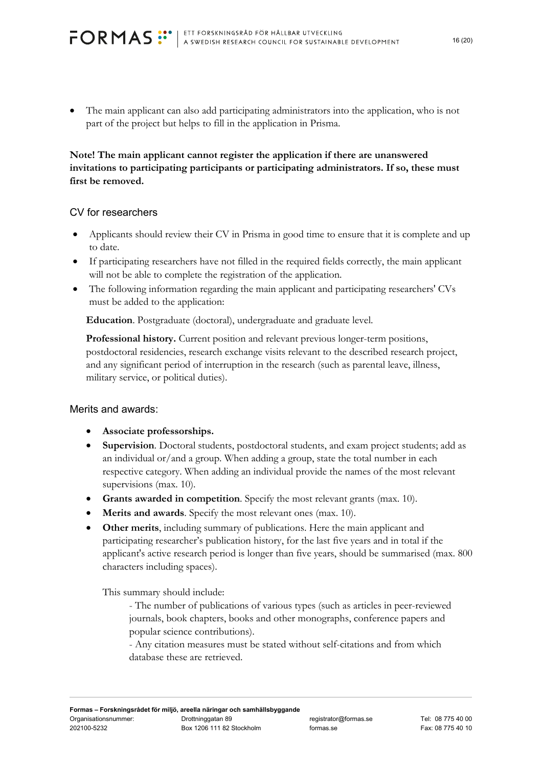- The main applicant can also add participating administrators into the application, who is not part of the project but helps to fill in the application in Prisma.

**Note! The main applicant cannot register the application if there are unanswered invitations to participating participants or participating administrators. If so, these must first be removed.**

## CV for researchers

- Applicants should review their CV in Prisma in good time to ensure that it is complete and up to date.
- If participating researchers have not filled in the required fields correctly, the main applicant will not be able to complete the registration of the application.
- The following information regarding the main applicant and participating researchers' CVs must be added to the application:

  **Education**. Postgraduate (doctoral), undergraduate and graduate level.

  **Professional history.** Current position and relevant previous longer-term positions, postdoctoral residencies, research exchange visits relevant to the described research project, and any significant period of interruption in the research (such as parental leave, illness, military service, or political duties).

## Merits and awards:

- **Associate professorships.**
- **Supervision**. Doctoral students, postdoctoral students, and exam project students; add as an individual or/and a group. When adding a group, state the total number in each respective category. When adding an individual provide the names of the most relevant supervisions (max. 10).
- **Grants awarded in competition**. Specify the most relevant grants (max. 10).
- **Merits and awards**. Specify the most relevant ones (max. 10).
- **Other merits**, including summary of publications. Here the main applicant and participating researcher's publication history, for the last five years and in total if the applicant's active research period is longer than five years, should be summarised (max. 800 characters including spaces).

  This summary should include:

  - The number of publications of various types (such as articles in peer-reviewed journals, book chapters, books and other monographs, conference papers and popular science contributions).
  - Any citation measures must be stated without self-citations and from which database these are retrieved.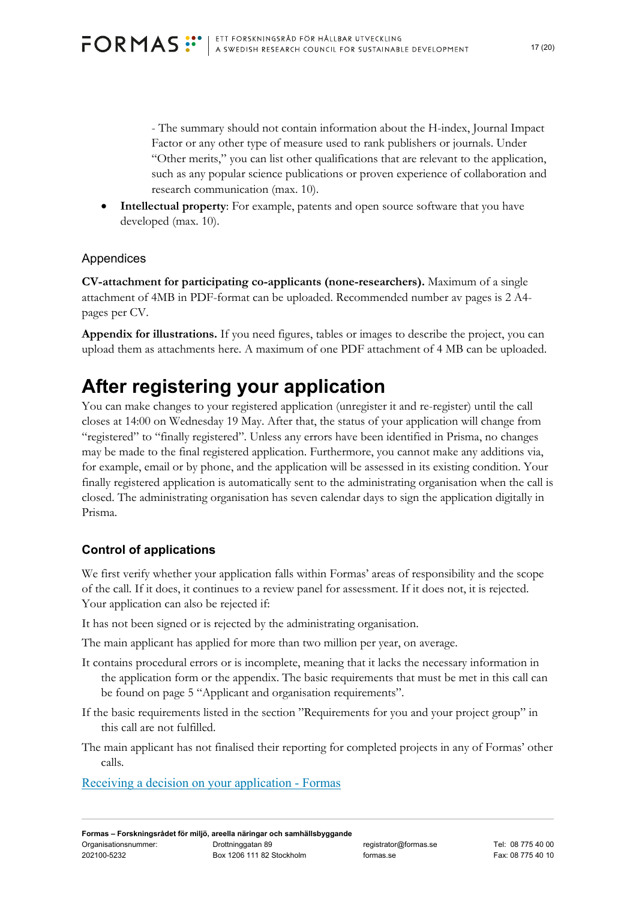- The summary should not contain information about the H-index, Journal Impact Factor or any other type of measure used to rank publishers or journals. Under "Other merits," you can list other qualifications that are relevant to the application, such as any popular science publications or proven experience of collaboration and research communication (max. 10).

- **Intellectual property**: For example, patents and open source software that you have developed (max. 10).

### Appendices

**CV-attachment for participating co-applicants (none-researchers).** Maximum of a single attachment of 4MB in PDF-format can be uploaded. Recommended number av pages is 2 A4-pages per CV.

**Appendix for illustrations.** If you need figures, tables or images to describe the project, you can upload them as attachments here. A maximum of one PDF attachment of 4 MB can be uploaded.

# After registering your application

You can make changes to your registered application (unregister it and re-register) until the call closes at 14:00 on Wednesday 19 May. After that, the status of your application will change from "registered" to "finally registered". Unless any errors have been identified in Prisma, no changes may be made to the final registered application. Furthermore, you cannot make any additions via, for example, email or by phone, and the application will be assessed in its existing condition. Your finally registered application is automatically sent to the administrating organisation when the call is closed. The administrating organisation has seven calendar days to sign the application digitally in Prisma.

## Control of applications

We first verify whether your application falls within Formas' areas of responsibility and the scope of the call. If it does, it continues to a review panel for assessment. If it does not, it is rejected. Your application can also be rejected if:

It has not been signed or is rejected by the administrating organisation.

The main applicant has applied for more than two million per year, on average.

It contains procedural errors or is incomplete, meaning that it lacks the necessary information in the application form or the appendix. The basic requirements that must be met in this call can be found on page 5 "Applicant and organisation requirements".

If the basic requirements listed in the section "Requirements for you and your project group" in this call are not fulfilled.

The main applicant has not finalised their reporting for completed projects in any of Formas' other calls.

Receiving a decision on your application - Formas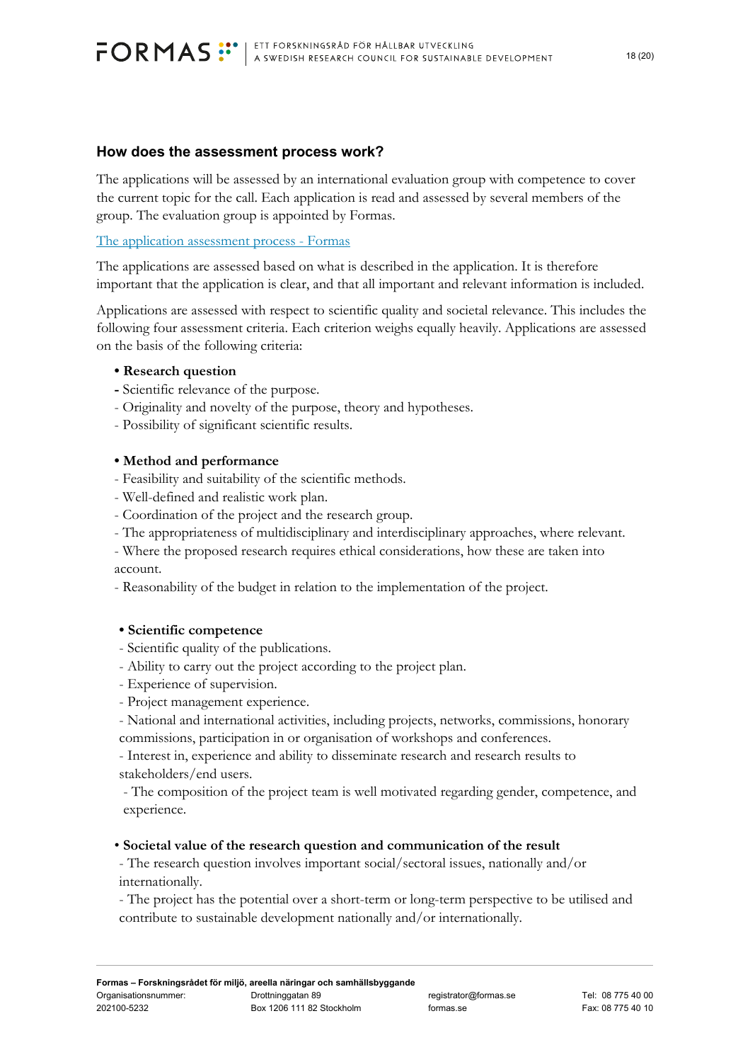## How does the assessment process work?

The applications will be assessed by an international evaluation group with competence to cover the current topic for the call. Each application is read and assessed by several members of the group. The evaluation group is appointed by Formas.

[The application assessment process - Formas]

The applications are assessed based on what is described in the application. It is therefore important that the application is clear, and that all important and relevant information is included.

Applications are assessed with respect to scientific quality and societal relevance. This includes the following four assessment criteria. Each criterion weighs equally heavily. Applications are assessed on the basis of the following criteria:

- **Research question**
  - Scientific relevance of the purpose.
  - Originality and novelty of the purpose, theory and hypotheses.
  - Possibility of significant scientific results.

- **Method and performance**
  - Feasibility and suitability of the scientific methods.
  - Well-defined and realistic work plan.
  - Coordination of the project and the research group.
  - The appropriateness of multidisciplinary and interdisciplinary approaches, where relevant.
  - Where the proposed research requires ethical considerations, how these are taken into account.
  - Reasonability of the budget in relation to the implementation of the project.

- **Scientific competence**
  - Scientific quality of the publications.
  - Ability to carry out the project according to the project plan.
  - Experience of supervision.
  - Project management experience.
  - National and international activities, including projects, networks, commissions, honorary commissions, participation in or organisation of workshops and conferences.
  - Interest in, experience and ability to disseminate research and research results to stakeholders/end users.
  - The composition of the project team is well motivated regarding gender, competence, and experience.

- **Societal value of the research question and communication of the result**
  - The research question involves important social/sectoral issues, nationally and/or internationally.
  - The project has the potential over a short-term or long-term perspective to be utilised and contribute to sustainable development nationally and/or internationally.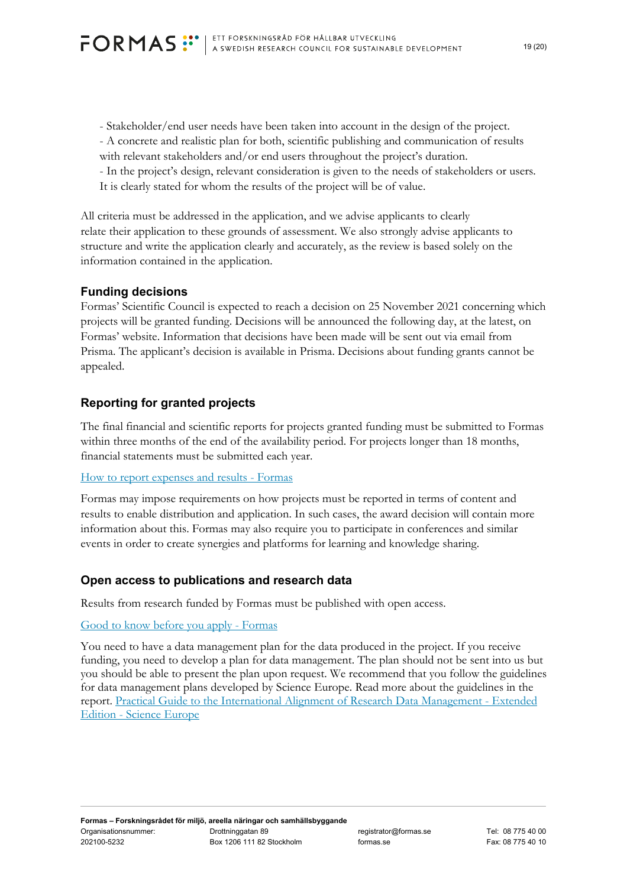- Stakeholder/end user needs have been taken into account in the design of the project.
- A concrete and realistic plan for both, scientific publishing and communication of results with relevant stakeholders and/or end users throughout the project's duration.
- In the project's design, relevant consideration is given to the needs of stakeholders or users. It is clearly stated for whom the results of the project will be of value.

All criteria must be addressed in the application, and we advise applicants to clearly relate their application to these grounds of assessment. We also strongly advise applicants to structure and write the application clearly and accurately, as the review is based solely on the information contained in the application.

## Funding decisions

Formas' Scientific Council is expected to reach a decision on 25 November 2021 concerning which projects will be granted funding. Decisions will be announced the following day, at the latest, on Formas' website. Information that decisions have been made will be sent out via email from Prisma. The applicant's decision is available in Prisma. Decisions about funding grants cannot be appealed.

## Reporting for granted projects

The final financial and scientific reports for projects granted funding must be submitted to Formas within three months of the end of the availability period. For projects longer than 18 months, financial statements must be submitted each year.

[How to report expenses and results - Formas]

Formas may impose requirements on how projects must be reported in terms of content and results to enable distribution and application. In such cases, the award decision will contain more information about this. Formas may also require you to participate in conferences and similar events in order to create synergies and platforms for learning and knowledge sharing.

## Open access to publications and research data

Results from research funded by Formas must be published with open access.

[Good to know before you apply - Formas]

You need to have a data management plan for the data produced in the project. If you receive funding, you need to develop a plan for data management. The plan should not be sent into us but you should be able to present the plan upon request. We recommend that you follow the guidelines for data management plans developed by Science Europe. Read more about the guidelines in the report. [Practical Guide to the International Alignment of Research Data Management - Extended Edition - Science Europe]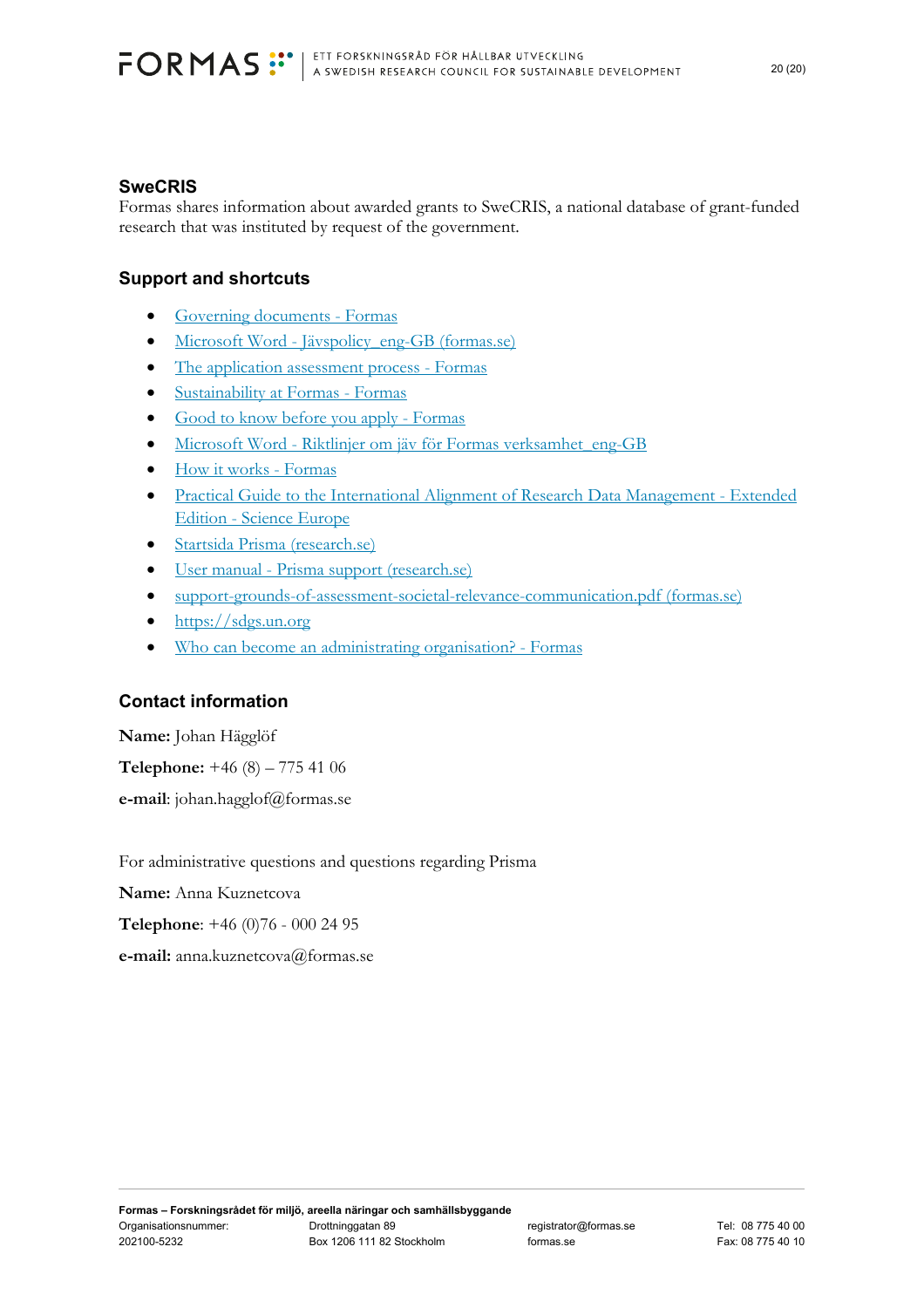## SweCRIS

Formas shares information about awarded grants to SweCRIS, a national database of grant-funded research that was instituted by request of the government.

## Support and shortcuts

- Governing documents - Formas
- Microsoft Word - Jävspolicy_eng-GB (formas.se)
- The application assessment process - Formas
- Sustainability at Formas - Formas
- Good to know before you apply - Formas
- Microsoft Word - Riktlinjer om jäv för Formas verksamhet_eng-GB
- How it works - Formas
- Practical Guide to the International Alignment of Research Data Management - Extended Edition - Science Europe
- Startsida Prisma (research.se)
- User manual - Prisma support (research.se)
- support-grounds-of-assessment-societal-relevance-communication.pdf (formas.se)
- https://sdgs.un.org
- Who can become an administrating organisation? - Formas

## Contact information

**Name:** Johan Hägglöf

**Telephone:** +46 (8) – 775 41 06

**e-mail**: johan.hagglof@formas.se

For administrative questions and questions regarding Prisma

**Name:** Anna Kuznetcova

**Telephone**: +46 (0)76 - 000 24 95

**e-mail:** anna.kuznetcova@formas.se